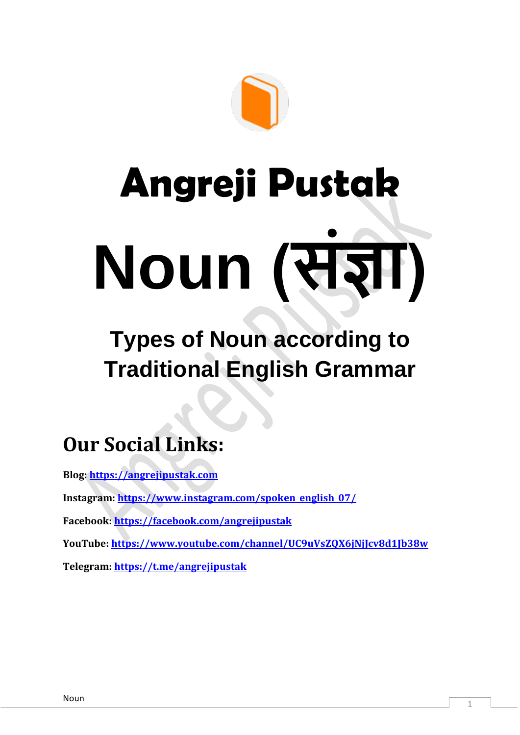# Angreji Pustak

# Noun (संज्ञा)

## Types of Noun according to Traditional English Grammar

## Our Social Links:

**Blog:** https://angrejipustak.com

**Instagram:** https://www.instagram.com/spoken_english_07/

**Facebook:** https://facebook.com/angrejipustak

**YouTube:** https://www.youtube.com/channel/UC9uVsZQX6jNjJcv8d1Jb38w

**Telegram:** https://t.me/angrejipustak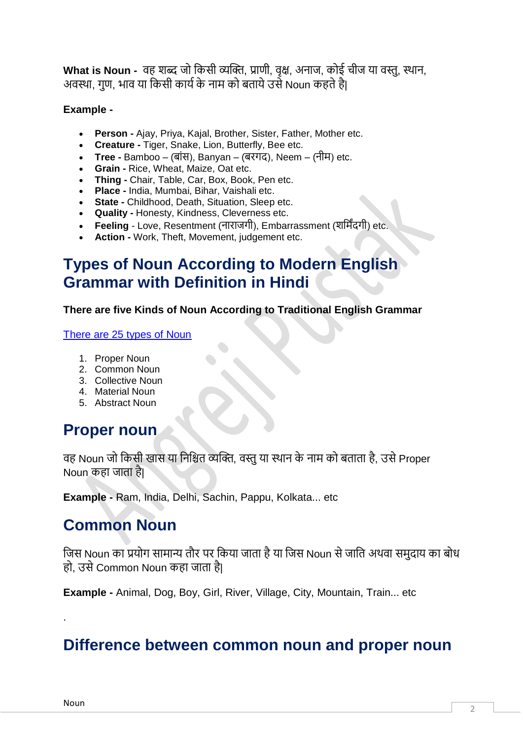**What is Noun -** वह शब्द जो किसी व्यक्ति, प्राणी, वृक्ष, अनाज, कोई चीज या वस्तु, स्थान, अवस्था, गुण, भाव या किसी कार्य के नाम को बताये उसे Noun कहते है|

**Example -**

- **Person -** Ajay, Priya, Kajal, Brother, Sister, Father, Mother etc.
- **Creature -** Tiger, Snake, Lion, Butterfly, Bee etc.
- **Tree -** Bamboo – (बांस), Banyan – (बरगद), Neem – (नीम) etc.
- **Grain -** Rice, Wheat, Maize, Oat etc.
- **Thing -** Chair, Table, Car, Box, Book, Pen etc.
- **Place -** India, Mumbai, Bihar, Vaishali etc.
- **State -** Childhood, Death, Situation, Sleep etc.
- **Quality -** Honesty, Kindness, Cleverness etc.
- **Feeling** - Love, Resentment (नाराजगी), Embarrassment (शर्मिंदगी) etc.
- **Action -** Work, Theft, Movement, judgement etc.

## Types of Noun According to Modern English Grammar with Definition in Hindi

**There are five Kinds of Noun According to Traditional English Grammar**

There are 25 types of Noun

1. Proper Noun
2. Common Noun
3. Collective Noun
4. Material Noun
5. Abstract Noun

## Proper noun

वह Noun जो किसी खास या निश्चित व्यक्ति, वस्तु या स्थान के नाम को बताता है, उसे Proper Noun कहा जाता है|

**Example -** Ram, India, Delhi, Sachin, Pappu, Kolkata... etc

## Common Noun

जिस Noun का प्रयोग सामान्य तौर पर किया जाता है या जिस Noun से जाति अथवा समुदाय का बोध हो, उसे Common Noun कहा जाता है|

**Example -** Animal, Dog, Boy, Girl, River, Village, City, Mountain, Train... etc

.

## Difference between common noun and proper noun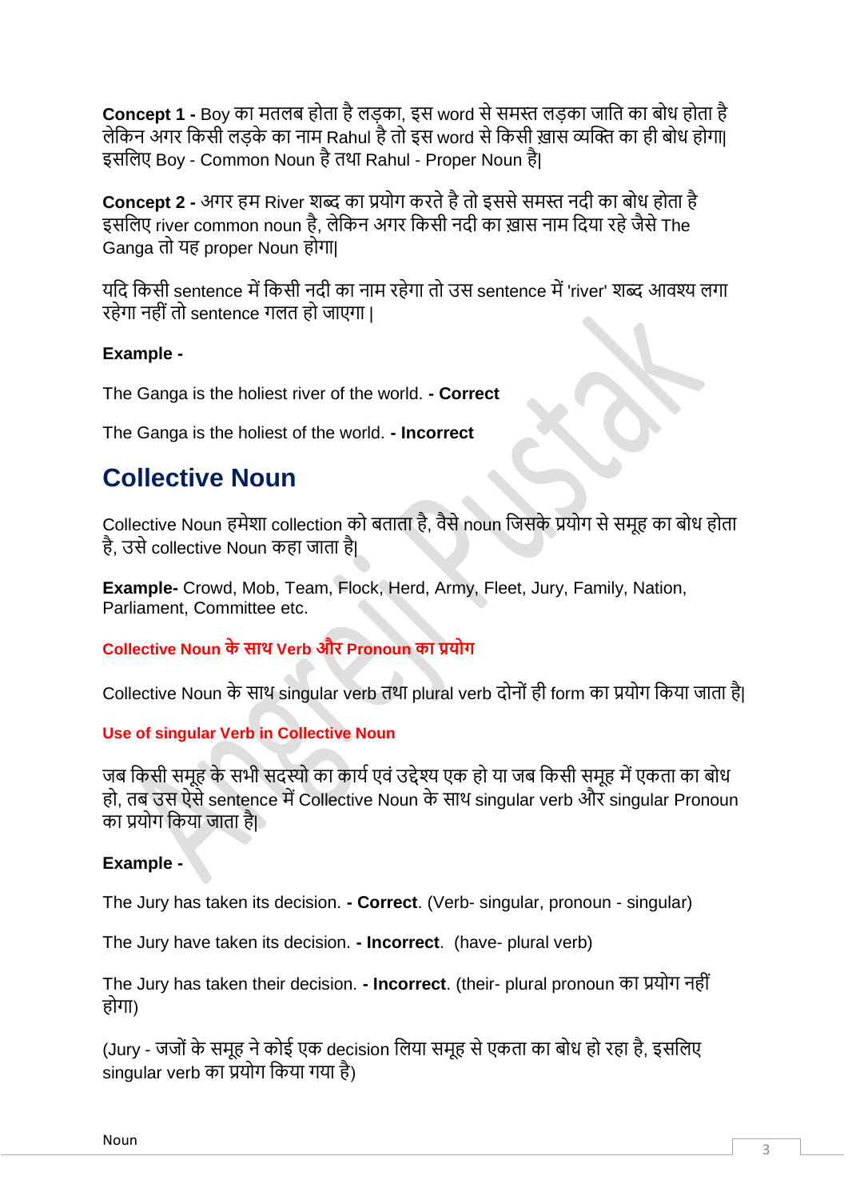**Concept 1 -** Boy का मतलब होता है लड़का, इस word से समस्त लड़का जाति का बोध होता है लेकिन अगर किसी लड़के का नाम Rahul है तो इस word से किसी ख़ास व्यक्ति का ही बोध होगा| इसलिए Boy - Common Noun है तथा Rahul - Proper Noun है|

**Concept 2 -** अगर हम River शब्द का प्रयोग करते है तो इससे समस्त नदी का बोध होता है इसलिए river common noun है, लेकिन अगर किसी नदी का ख़ास नाम दिया रहे जैसे The Ganga तो यह proper Noun होगा|

यदि किसी sentence में किसी नदी का नाम रहेगा तो उस sentence में 'river' शब्द आवश्य लगा रहेगा नहीं तो sentence गलत हो जाएगा |

**Example -**

The Ganga is the holiest river of the world. **- Correct**

The Ganga is the holiest of the world. **- Incorrect**

## Collective Noun

Collective Noun हमेशा collection को बताता है, वैसे noun जिसके प्रयोग से समूह का बोध होता है, उसे collective Noun कहा जाता है|

**Example-** Crowd, Mob, Team, Flock, Herd, Army, Fleet, Jury, Family, Nation, Parliament, Committee etc.

#### Collective Noun के साथ Verb और Pronoun का प्रयोग

Collective Noun के साथ singular verb तथा plural verb दोनों ही form का प्रयोग किया जाता है|

#### Use of singular Verb in Collective Noun

जब किसी समूह के सभी सदस्यो का कार्य एवं उद्देश्य एक हो या जब किसी समूह में एकता का बोध हो, तब उस ऐसे sentence में Collective Noun के साथ singular verb और singular Pronoun का प्रयोग किया जाता है|

**Example -**

The Jury has taken its decision. **- Correct**. (Verb- singular, pronoun - singular)

The Jury have taken its decision. **- Incorrect**. (have- plural verb)

The Jury has taken their decision. **- Incorrect**. (their- plural pronoun का प्रयोग नहीं होगा)

(Jury - जजों के समूह ने कोई एक decision लिया समूह से एकता का बोध हो रहा है, इसलिए singular verb का प्रयोग किया गया है)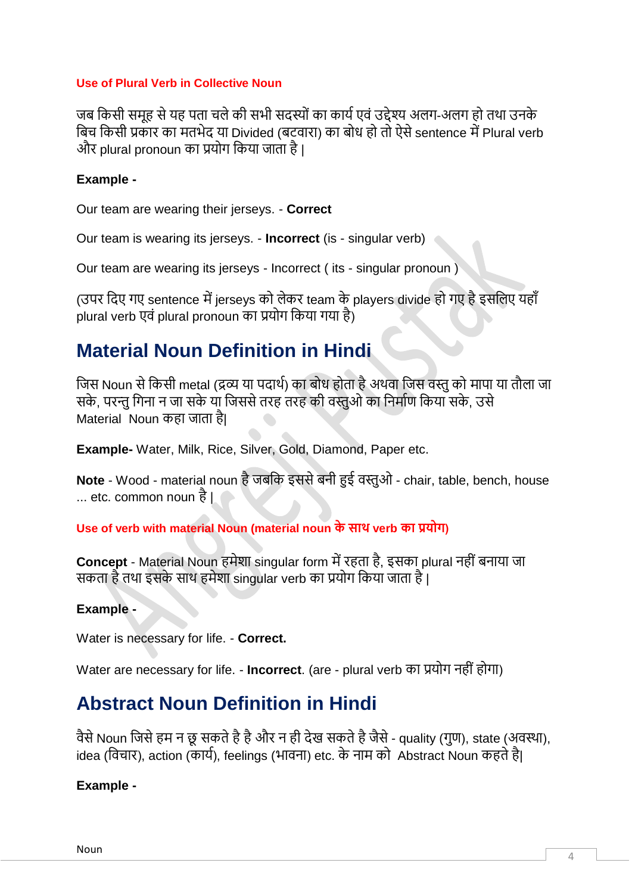**Use of Plural Verb in Collective Noun**

जब किसी समूह से यह पता चले की सभी सदस्यों का कार्य एवं उद्देश्य अलग-अलग हो तथा उनके बिच किसी प्रकार का मतभेद या Divided (बटवारा) का बोध हो तो ऐसे sentence में Plural verb और plural pronoun का प्रयोग किया जाता है |

**Example -**

Our team are wearing their jerseys. - **Correct**

Our team is wearing its jerseys. - **Incorrect** (is - singular verb)

Our team are wearing its jerseys - Incorrect ( its - singular pronoun )

(उपर दिए गए sentence में jerseys को लेकर team के players divide हो गए है इसलिए यहाँ plural verb एवं plural pronoun का प्रयोग किया गया है)

## Material Noun Definition in Hindi

जिस Noun से किसी metal (द्रव्य या पदार्थ) का बोध होता है अथवा जिस वस्तु को मापा या तौला जा सके, परन्तु गिना न जा सके या जिससे तरह तरह की वस्तुओ का निर्माण किया सके, उसे Material Noun कहा जाता है|

**Example-** Water, Milk, Rice, Silver, Gold, Diamond, Paper etc.

**Note** - Wood - material noun है जबकि इससे बनी हुई वस्तुओ - chair, table, bench, house ... etc. common noun है |

**Use of verb with material Noun (material noun के साथ verb का प्रयोग)**

**Concept** - Material Noun हमेशा singular form में रहता है, इसका plural नहीं बनाया जा सकता है तथा इसके साथ हमेशा singular verb का प्रयोग किया जाता है |

**Example -**

Water is necessary for life. - **Correct.**

Water are necessary for life. - **Incorrect**. (are - plural verb का प्रयोग नहीं होगा)

## Abstract Noun Definition in Hindi

वैसे Noun जिसे हम न छू सकते है है और न ही देख सकते है जैसे - quality (गुण), state (अवस्था), idea (विचार), action (कार्य), feelings (भावना) etc. के नाम को Abstract Noun कहते है|

**Example -**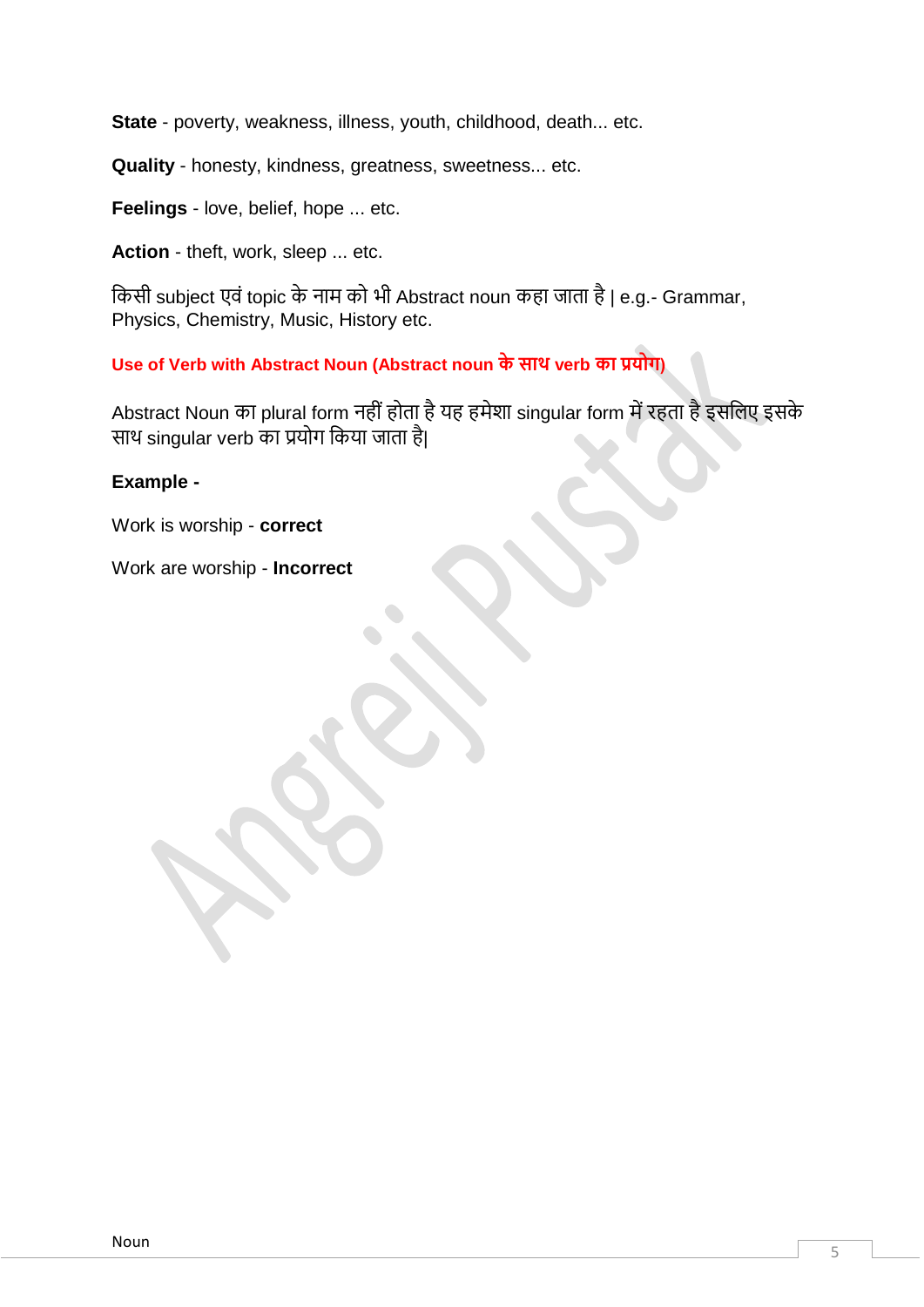**State** - poverty, weakness, illness, youth, childhood, death... etc.

**Quality** - honesty, kindness, greatness, sweetness... etc.

**Feelings** - love, belief, hope ... etc.

**Action** - theft, work, sleep ... etc.

किसी subject एवं topic के नाम को भी Abstract noun कहा जाता है | e.g.- Grammar, Physics, Chemistry, Music, History etc.

### Use of Verb with Abstract Noun (Abstract noun के साथ verb का प्रयोग)

Abstract Noun का plural form नहीं होता है यह हमेशा singular form में रहता है इसलिए इसके साथ singular verb का प्रयोग किया जाता है|

**Example -**

Work is worship - **correct**

Work are worship - **Incorrect**